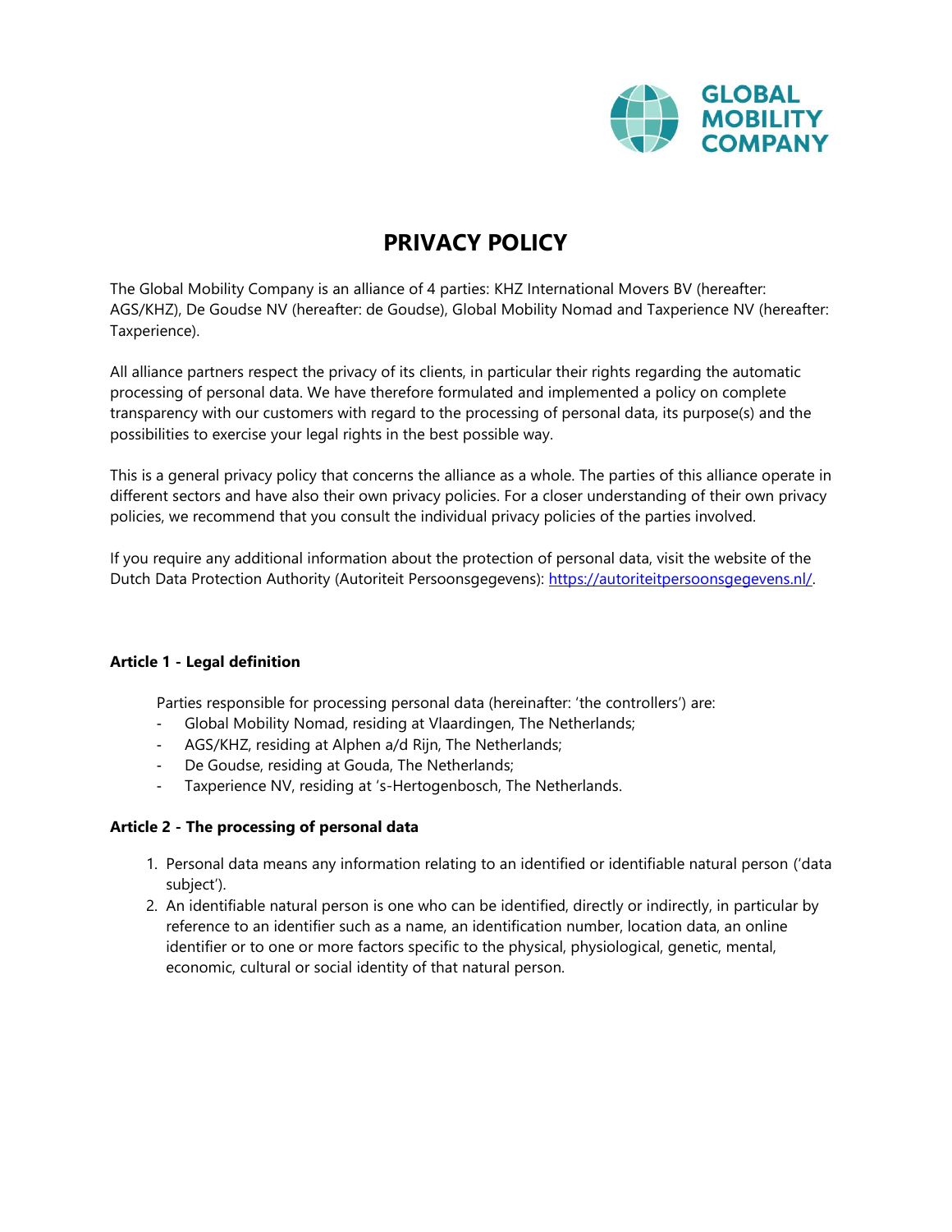GLOBAL MOBILITY COMPANY

# PRIVACY POLICY

The Global Mobility Company is an alliance of 4 parties: KHZ International Movers BV (hereafter: AGS/KHZ), De Goudse NV (hereafter: de Goudse), Global Mobility Nomad and Taxperience NV (hereafter: Taxperience).

All alliance partners respect the privacy of its clients, in particular their rights regarding the automatic processing of personal data. We have therefore formulated and implemented a policy on complete transparency with our customers with regard to the processing of personal data, its purpose(s) and the possibilities to exercise your legal rights in the best possible way.

This is a general privacy policy that concerns the alliance as a whole. The parties of this alliance operate in different sectors and have also their own privacy policies. For a closer understanding of their own privacy policies, we recommend that you consult the individual privacy policies of the parties involved.

If you require any additional information about the protection of personal data, visit the website of the Dutch Data Protection Authority (Autoriteit Persoonsgegevens): [https://autoriteitpersoonsgegevens.nl/](https://autoriteitpersoonsgegevens.nl/).

**Article 1 - Legal definition**

Parties responsible for processing personal data (hereinafter: 'the controllers') are:

- Global Mobility Nomad, residing at Vlaardingen, The Netherlands;
- AGS/KHZ, residing at Alphen a/d Rijn, The Netherlands;
- De Goudse, residing at Gouda, The Netherlands;
- Taxperience NV, residing at 's-Hertogenbosch, The Netherlands.

**Article 2 - The processing of personal data**

1. Personal data means any information relating to an identified or identifiable natural person ('data subject').
2. An identifiable natural person is one who can be identified, directly or indirectly, in particular by reference to an identifier such as a name, an identification number, location data, an online identifier or to one or more factors specific to the physical, physiological, genetic, mental, economic, cultural or social identity of that natural person.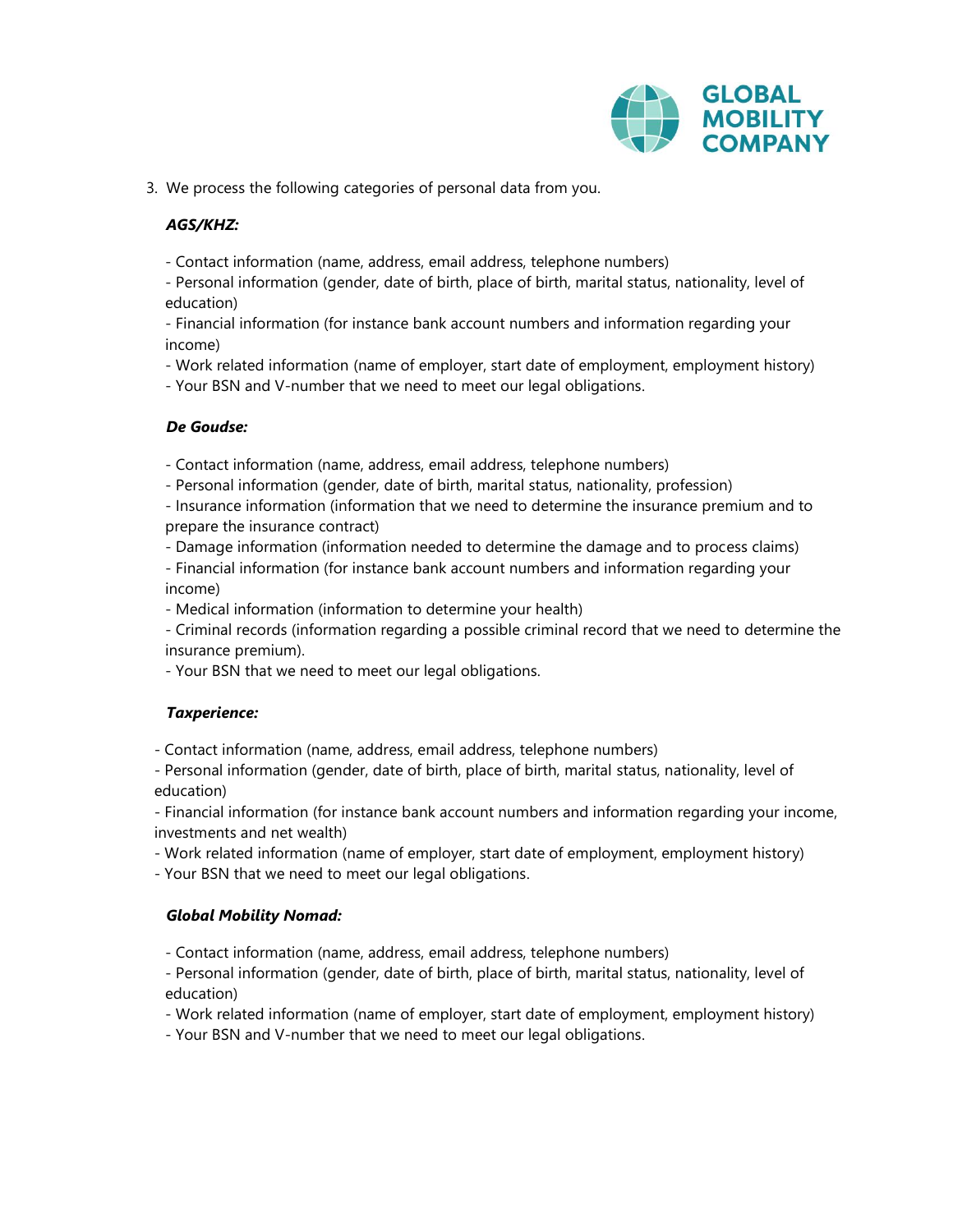3. We process the following categories of personal data from you.

***AGS/KHZ:***

- Contact information (name, address, email address, telephone numbers)
- Personal information (gender, date of birth, place of birth, marital status, nationality, level of education)
- Financial information (for instance bank account numbers and information regarding your income)
- Work related information (name of employer, start date of employment, employment history)
- Your BSN and V-number that we need to meet our legal obligations.

***De Goudse:***

- Contact information (name, address, email address, telephone numbers)
- Personal information (gender, date of birth, marital status, nationality, profession)
- Insurance information (information that we need to determine the insurance premium and to prepare the insurance contract)
- Damage information (information needed to determine the damage and to process claims)
- Financial information (for instance bank account numbers and information regarding your income)
- Medical information (information to determine your health)
- Criminal records (information regarding a possible criminal record that we need to determine the insurance premium).
- Your BSN that we need to meet our legal obligations.

***Taxperience:***

- Contact information (name, address, email address, telephone numbers)
- Personal information (gender, date of birth, place of birth, marital status, nationality, level of education)
- Financial information (for instance bank account numbers and information regarding your income, investments and net wealth)
- Work related information (name of employer, start date of employment, employment history)
- Your BSN that we need to meet our legal obligations.

***Global Mobility Nomad:***

- Contact information (name, address, email address, telephone numbers)
- Personal information (gender, date of birth, place of birth, marital status, nationality, level of education)
- Work related information (name of employer, start date of employment, employment history)
- Your BSN and V-number that we need to meet our legal obligations.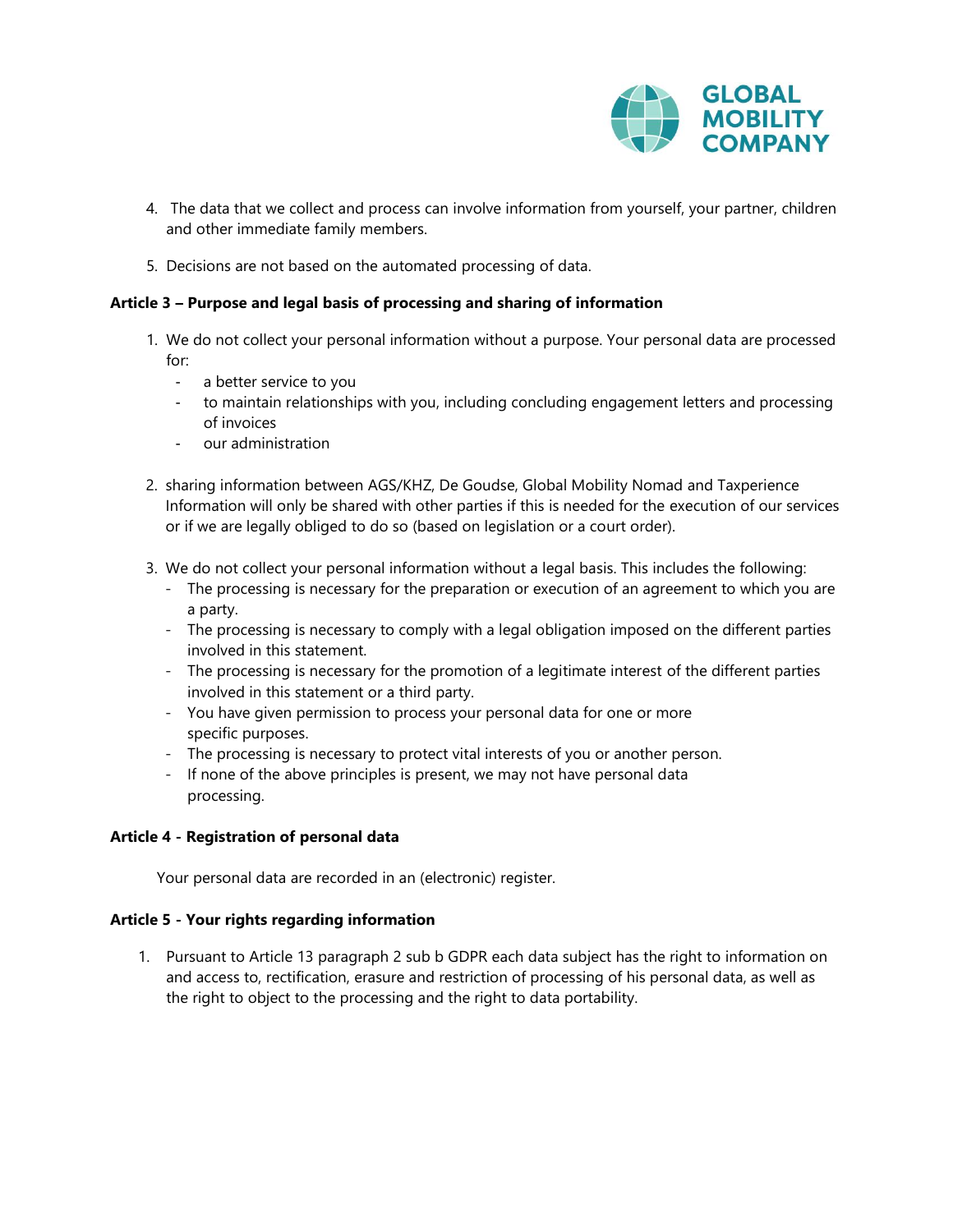4. The data that we collect and process can involve information from yourself, your partner, children and other immediate family members.

5. Decisions are not based on the automated processing of data.

**Article 3 – Purpose and legal basis of processing and sharing of information**

1. We do not collect your personal information without a purpose. Your personal data are processed for:
   - a better service to you
   - to maintain relationships with you, including concluding engagement letters and processing of invoices
   - our administration

2. sharing information between AGS/KHZ, De Goudse, Global Mobility Nomad and Taxperience Information will only be shared with other parties if this is needed for the execution of our services or if we are legally obliged to do so (based on legislation or a court order).

3. We do not collect your personal information without a legal basis. This includes the following:
   - The processing is necessary for the preparation or execution of an agreement to which you are a party.
   - The processing is necessary to comply with a legal obligation imposed on the different parties involved in this statement.
   - The processing is necessary for the promotion of a legitimate interest of the different parties involved in this statement or a third party.
   - You have given permission to process your personal data for one or more specific purposes.
   - The processing is necessary to protect vital interests of you or another person.
   - If none of the above principles is present, we may not have personal data processing.

**Article 4 - Registration of personal data**

Your personal data are recorded in an (electronic) register.

**Article 5 - Your rights regarding information**

1. Pursuant to Article 13 paragraph 2 sub b GDPR each data subject has the right to information on and access to, rectification, erasure and restriction of processing of his personal data, as well as the right to object to the processing and the right to data portability.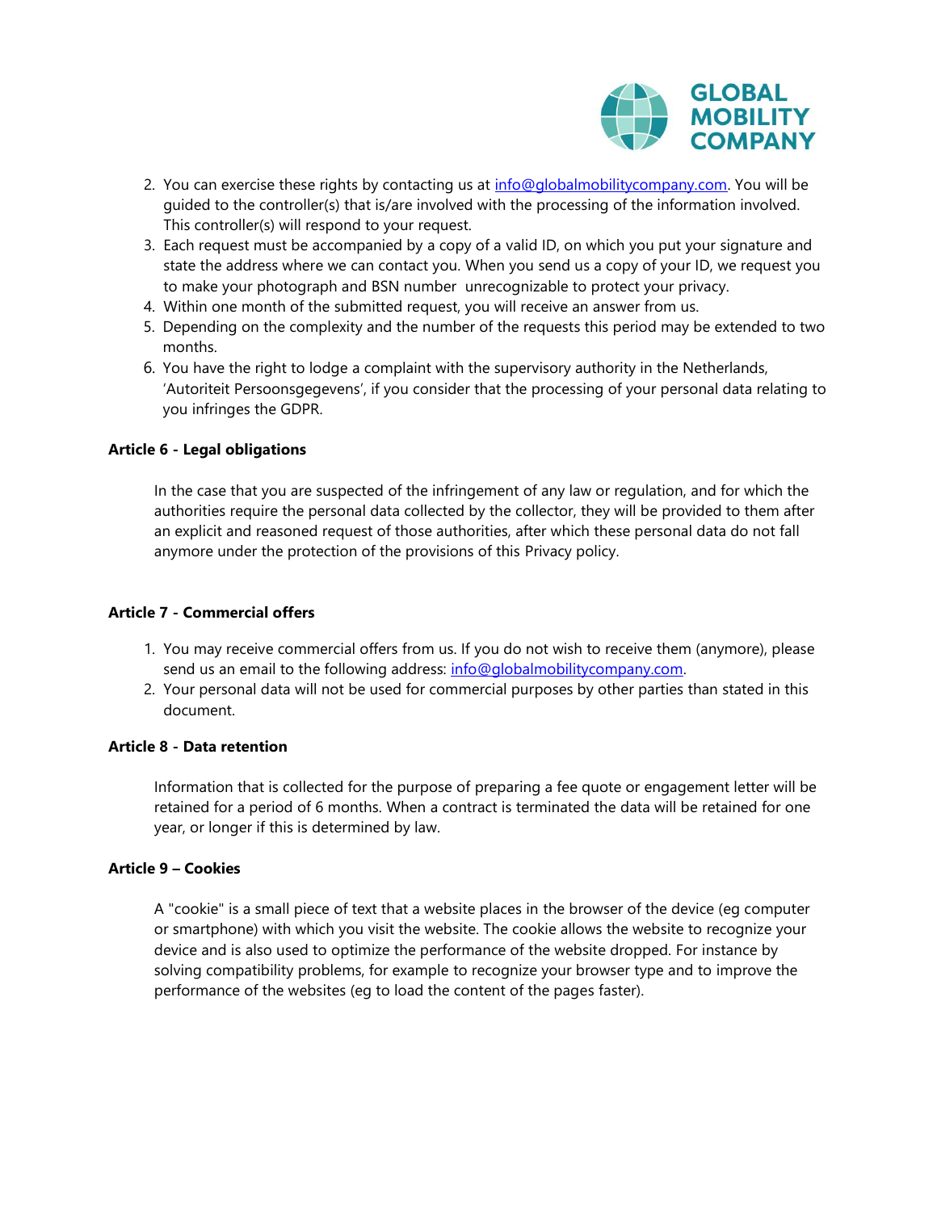2. You can exercise these rights by contacting us at [info@globalmobilitycompany.com](mailto:info@globalmobilitycompany.com). You will be guided to the controller(s) that is/are involved with the processing of the information involved. This controller(s) will respond to your request.
3. Each request must be accompanied by a copy of a valid ID, on which you put your signature and state the address where we can contact you. When you send us a copy of your ID, we request you to make your photograph and BSN number unrecognizable to protect your privacy.
4. Within one month of the submitted request, you will receive an answer from us.
5. Depending on the complexity and the number of the requests this period may be extended to two months.
6. You have the right to lodge a complaint with the supervisory authority in the Netherlands, 'Autoriteit Persoonsgegevens', if you consider that the processing of your personal data relating to you infringes the GDPR.

**Article 6 - Legal obligations**

In the case that you are suspected of the infringement of any law or regulation, and for which the authorities require the personal data collected by the collector, they will be provided to them after an explicit and reasoned request of those authorities, after which these personal data do not fall anymore under the protection of the provisions of this Privacy policy.

**Article 7 - Commercial offers**

1. You may receive commercial offers from us. If you do not wish to receive them (anymore), please send us an email to the following address: [info@globalmobilitycompany.com](mailto:info@globalmobilitycompany.com).
2. Your personal data will not be used for commercial purposes by other parties than stated in this document.

**Article 8 - Data retention**

Information that is collected for the purpose of preparing a fee quote or engagement letter will be retained for a period of 6 months. When a contract is terminated the data will be retained for one year, or longer if this is determined by law.

**Article 9 – Cookies**

A "cookie" is a small piece of text that a website places in the browser of the device (eg computer or smartphone) with which you visit the website. The cookie allows the website to recognize your device and is also used to optimize the performance of the website dropped. For instance by solving compatibility problems, for example to recognize your browser type and to improve the performance of the websites (eg to load the content of the pages faster).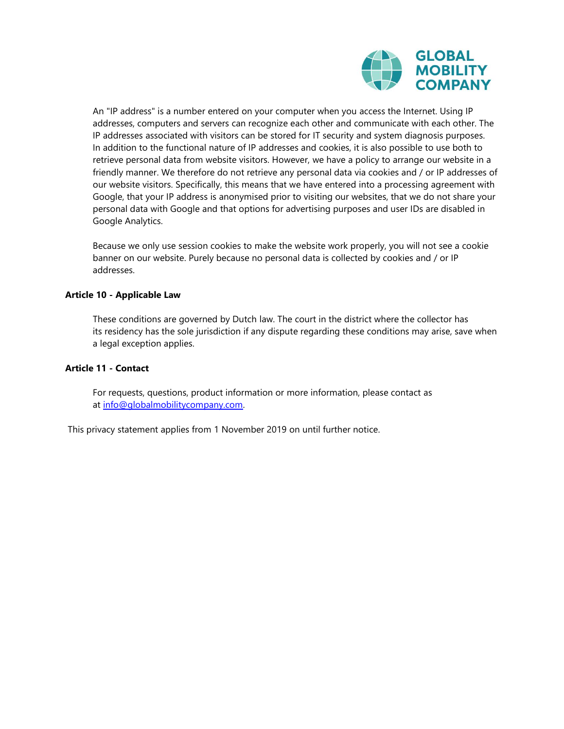An "IP address" is a number entered on your computer when you access the Internet. Using IP addresses, computers and servers can recognize each other and communicate with each other. The IP addresses associated with visitors can be stored for IT security and system diagnosis purposes. In addition to the functional nature of IP addresses and cookies, it is also possible to use both to retrieve personal data from website visitors. However, we have a policy to arrange our website in a friendly manner. We therefore do not retrieve any personal data via cookies and / or IP addresses of our website visitors. Specifically, this means that we have entered into a processing agreement with Google, that your IP address is anonymised prior to visiting our websites, that we do not share your personal data with Google and that options for advertising purposes and user IDs are disabled in Google Analytics.

Because we only use session cookies to make the website work properly, you will not see a cookie banner on our website. Purely because no personal data is collected by cookies and / or IP addresses.

**Article 10 - Applicable Law**

These conditions are governed by Dutch law. The court in the district where the collector has its residency has the sole jurisdiction if any dispute regarding these conditions may arise, save when a legal exception applies.

**Article 11 - Contact**

For requests, questions, product information or more information, please contact as at [info@globalmobilitycompany.com](mailto:info@globalmobilitycompany.com).

This privacy statement applies from 1 November 2019 on until further notice.